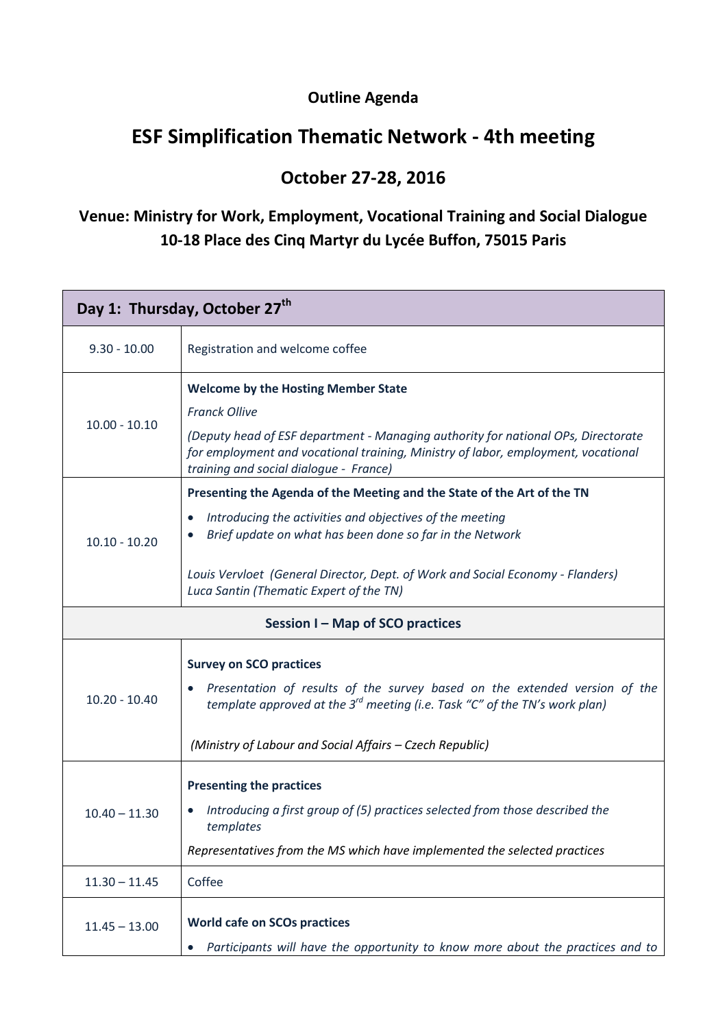**Outline Agenda**

# ESF Simplification Thematic Network - 4th meeting

## October 27-28, 2016

### Venue: Ministry for Work, Employment, Vocational Training and Social Dialogue 10-18 Place des Cinq Martyr du Lycée Buffon, 75015 Paris

| Day 1: Thursday, October 27th | |
|---|---|
| 9.30 - 10.00 | Registration and welcome coffee |
| 10.00 - 10.10 | **Welcome by the Hosting Member State**<br>*Franck Ollive*<br>*(Deputy head of ESF department - Managing authority for national OPs, Directorate for employment and vocational training, Ministry of labor, employment, vocational training and social dialogue - France)* |
| 10.10 - 10.20 | **Presenting the Agenda of the Meeting and the State of the Art of the TN**<br>• *Introducing the activities and objectives of the meeting*<br>• *Brief update on what has been done so far in the Network*<br><br>*Louis Vervloet (General Director, Dept. of Work and Social Economy - Flanders)*<br>*Luca Santin (Thematic Expert of the TN)* |
| **Session I – Map of SCO practices** | |
| 10.20 - 10.40 | **Survey on SCO practices**<br>• *Presentation of results of the survey based on the extended version of the template approved at the 3rd meeting (i.e. Task "C" of the TN's work plan)*<br><br>*(Ministry of Labour and Social Affairs – Czech Republic)* |
| 10.40 – 11.30 | **Presenting the practices**<br>• *Introducing a first group of (5) practices selected from those described the templates*<br>*Representatives from the MS which have implemented the selected practices* |
| 11.30 – 11.45 | Coffee |
| 11.45 – 13.00 | **World cafe on SCOs practices**<br>• *Participants will have the opportunity to know more about the practices and to* |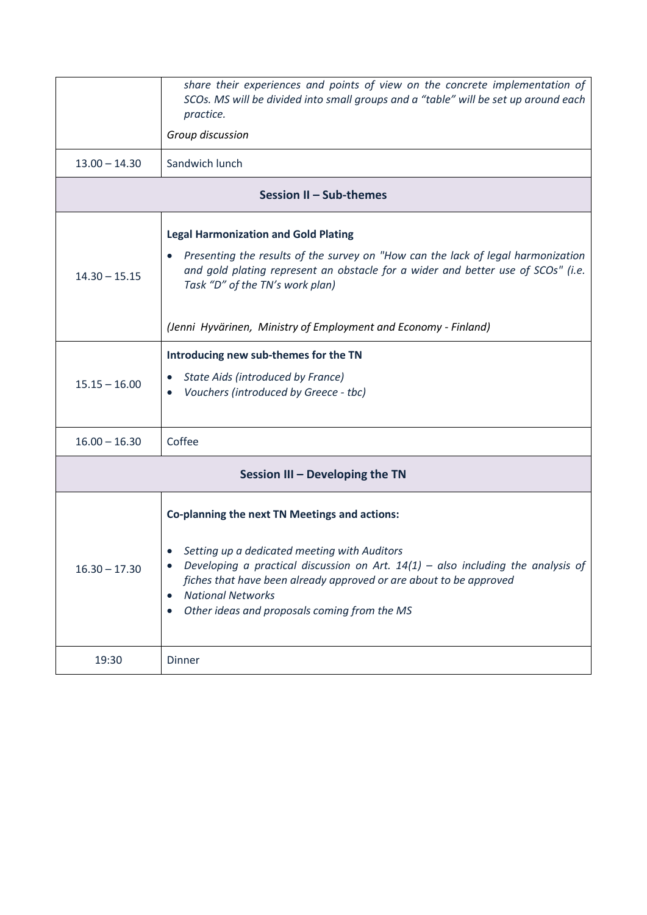| | |
|---|---|
| | *share their experiences and points of view on the concrete implementation of SCOs. MS will be divided into small groups and a "table" will be set up around each practice.*<br><br>*Group discussion* |
| 13.00 – 14.30 | Sandwich lunch |
| **Session II – Sub-themes** | |
| 14.30 – 15.15 | **Legal Harmonization and Gold Plating**<br><br>• *Presenting the results of the survey on "How can the lack of legal harmonization and gold plating represent an obstacle for a wider and better use of SCOs" (i.e. Task "D" of the TN's work plan)*<br><br>*(Jenni Hyvärinen, Ministry of Employment and Economy - Finland)* |
| 15.15 – 16.00 | **Introducing new sub-themes for the TN**<br><br>• *State Aids (introduced by France)*<br>• *Vouchers (introduced by Greece - tbc)* |
| 16.00 – 16.30 | Coffee |
| **Session III – Developing the TN** | |
| 16.30 – 17.30 | **Co-planning the next TN Meetings and actions:**<br><br>• *Setting up a dedicated meeting with Auditors*<br>• *Developing a practical discussion on Art. 14(1) – also including the analysis of fiches that have been already approved or are about to be approved*<br>• *National Networks*<br>• *Other ideas and proposals coming from the MS* |
| 19:30 | Dinner |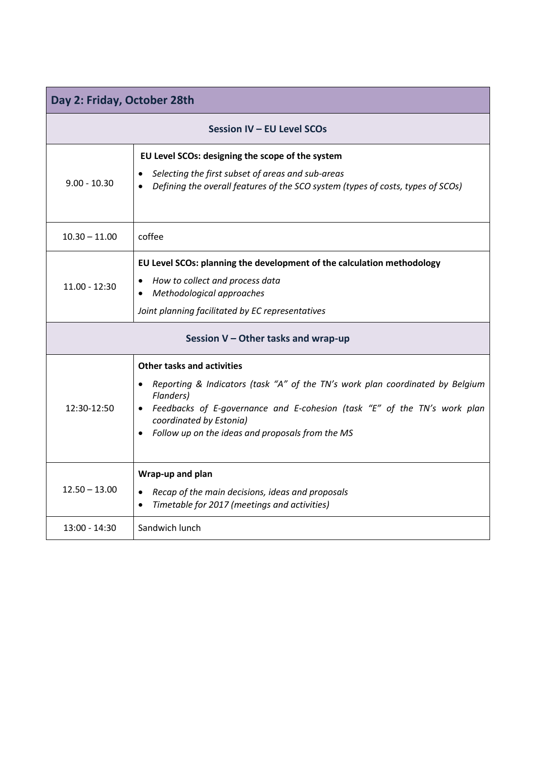| Day 2: Friday, October 28th | |
|---|---|
| **Session IV – EU Level SCOs** | |
| 9.00 - 10.30 | **EU Level SCOs: designing the scope of the system**<br>• *Selecting the first subset of areas and sub-areas*<br>• *Defining the overall features of the SCO system (types of costs, types of SCOs)* |
| 10.30 – 11.00 | coffee |
| 11.00 - 12:30 | **EU Level SCOs: planning the development of the calculation methodology**<br>• *How to collect and process data*<br>• *Methodological approaches*<br>*Joint planning facilitated by EC representatives* |
| **Session V – Other tasks and wrap-up** | |
| 12:30-12:50 | **Other tasks and activities**<br>• *Reporting & Indicators (task "A" of the TN's work plan coordinated by Belgium Flanders)*<br>• *Feedbacks of E-governance and E-cohesion (task "E" of the TN's work plan coordinated by Estonia)*<br>• *Follow up on the ideas and proposals from the MS* |
| 12.50 – 13.00 | **Wrap-up and plan**<br>• *Recap of the main decisions, ideas and proposals*<br>• *Timetable for 2017 (meetings and activities)* |
| 13:00 - 14:30 | Sandwich lunch |